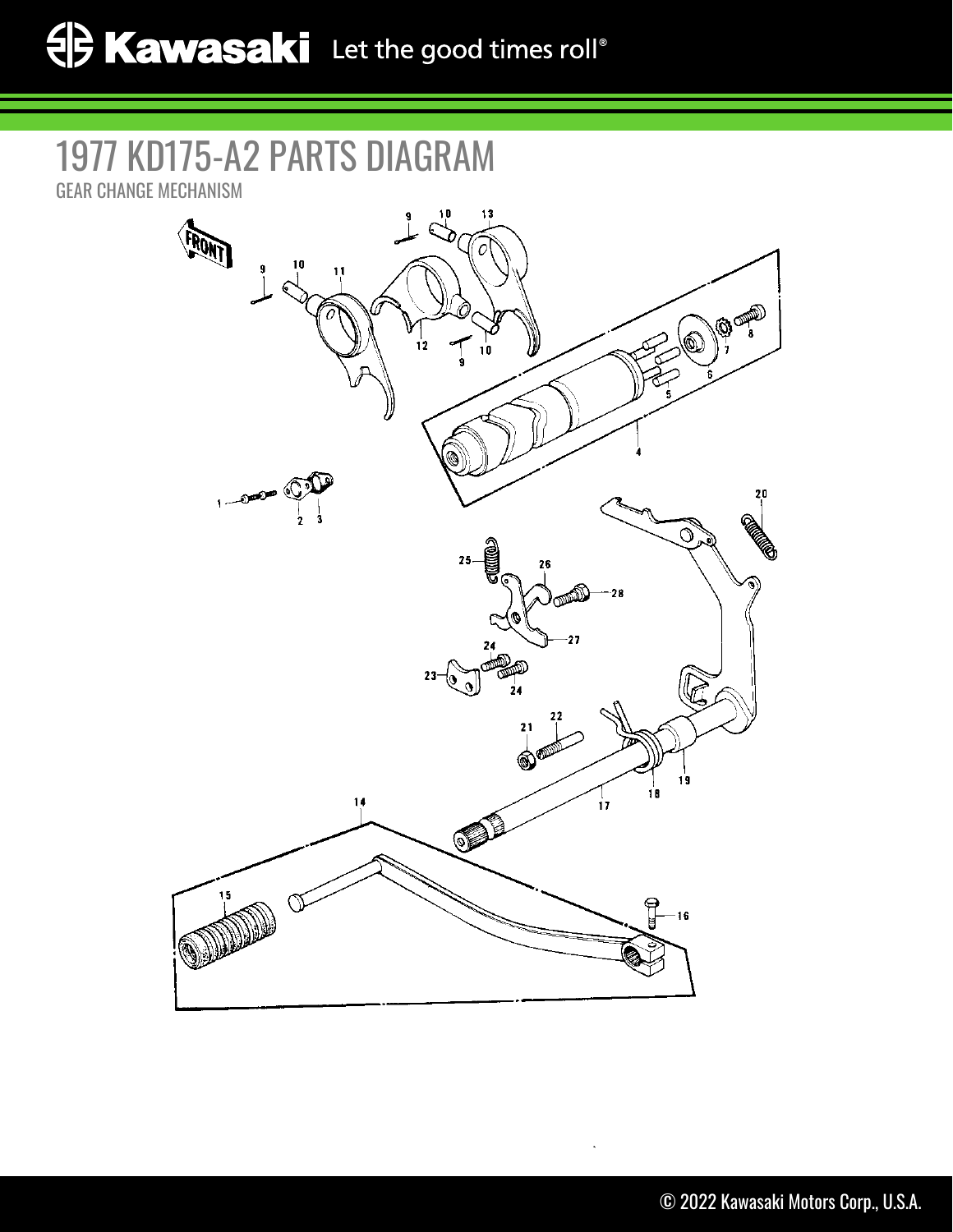# 1977 KD175-A2 PARTS DIAGRAM

GEAR CHANGE MECHANISM

FRONT

1 2 3 4 5 6 7 8 9 10 11 12 13 14 15 16 17 18 19 20 21 22 23 24 25 26 27 28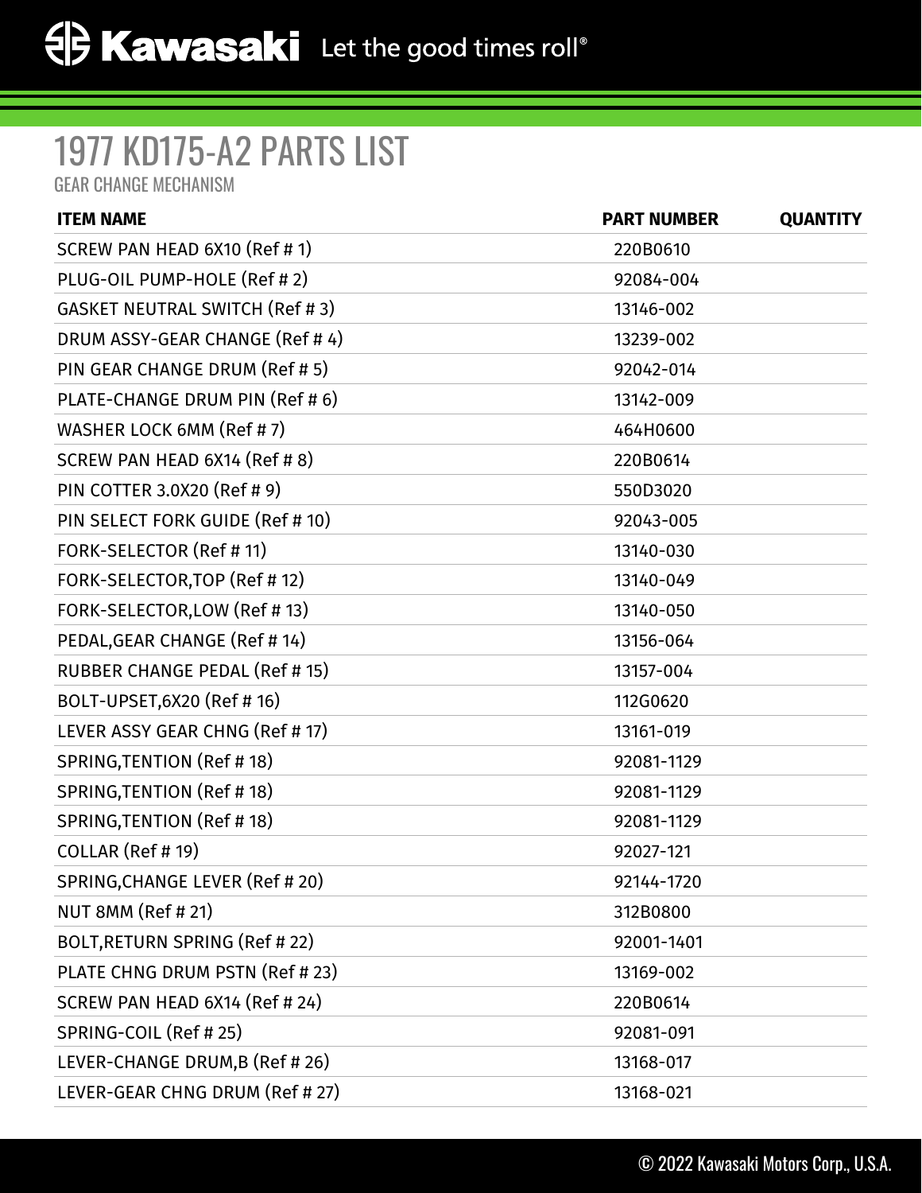# 1977 KD175-A2 PARTS LIST

GEAR CHANGE MECHANISM

| ITEM NAME | PART NUMBER | QUANTITY |
|---|---|---|
| SCREW PAN HEAD 6X10 (Ref # 1) | 220B0610 | |
| PLUG-OIL PUMP-HOLE (Ref # 2) | 92084-004 | |
| GASKET NEUTRAL SWITCH (Ref # 3) | 13146-002 | |
| DRUM ASSY-GEAR CHANGE (Ref # 4) | 13239-002 | |
| PIN GEAR CHANGE DRUM (Ref # 5) | 92042-014 | |
| PLATE-CHANGE DRUM PIN (Ref # 6) | 13142-009 | |
| WASHER LOCK 6MM (Ref # 7) | 464H0600 | |
| SCREW PAN HEAD 6X14 (Ref # 8) | 220B0614 | |
| PIN COTTER 3.0X20 (Ref # 9) | 550D3020 | |
| PIN SELECT FORK GUIDE (Ref # 10) | 92043-005 | |
| FORK-SELECTOR (Ref # 11) | 13140-030 | |
| FORK-SELECTOR,TOP (Ref # 12) | 13140-049 | |
| FORK-SELECTOR,LOW (Ref # 13) | 13140-050 | |
| PEDAL,GEAR CHANGE (Ref # 14) | 13156-064 | |
| RUBBER CHANGE PEDAL (Ref # 15) | 13157-004 | |
| BOLT-UPSET,6X20 (Ref # 16) | 112G0620 | |
| LEVER ASSY GEAR CHNG (Ref # 17) | 13161-019 | |
| SPRING,TENTION (Ref # 18) | 92081-1129 | |
| SPRING,TENTION (Ref # 18) | 92081-1129 | |
| SPRING,TENTION (Ref # 18) | 92081-1129 | |
| COLLAR (Ref # 19) | 92027-121 | |
| SPRING,CHANGE LEVER (Ref # 20) | 92144-1720 | |
| NUT 8MM (Ref # 21) | 312B0800 | |
| BOLT,RETURN SPRING (Ref # 22) | 92001-1401 | |
| PLATE CHNG DRUM PSTN (Ref # 23) | 13169-002 | |
| SCREW PAN HEAD 6X14 (Ref # 24) | 220B0614 | |
| SPRING-COIL (Ref # 25) | 92081-091 | |
| LEVER-CHANGE DRUM,B (Ref # 26) | 13168-017 | |
| LEVER-GEAR CHNG DRUM (Ref # 27) | 13168-021 | |